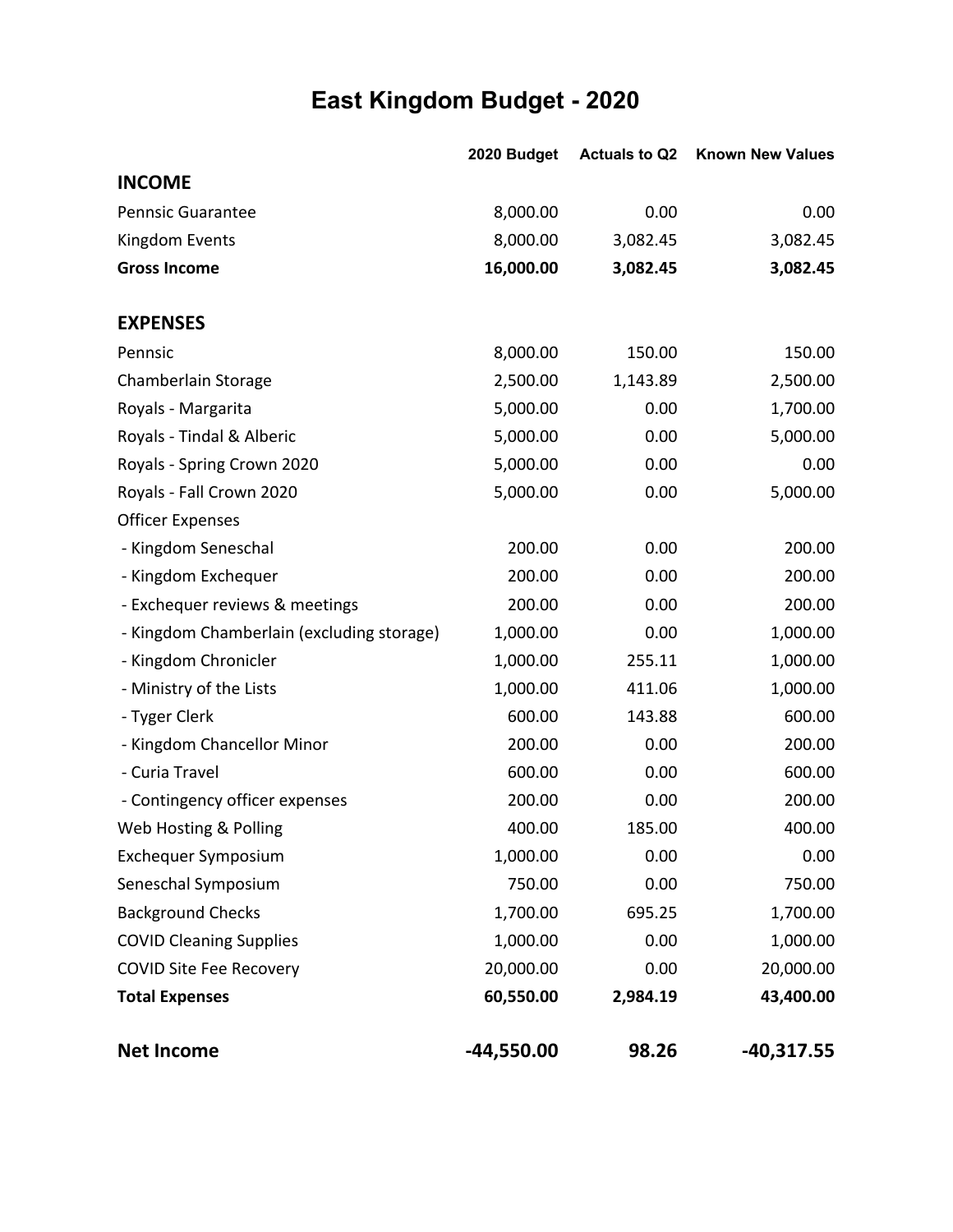# East Kingdom Budget - 2020

| | 2020 Budget | Actuals to Q2 | Known New Values |
|---|---|---|---|
| **INCOME** | | | |
| Pennsic Guarantee | 8,000.00 | 0.00 | 0.00 |
| Kingdom Events | 8,000.00 | 3,082.45 | 3,082.45 |
| **Gross Income** | **16,000.00** | **3,082.45** | **3,082.45** |
| | | | |
| **EXPENSES** | | | |
| Pennsic | 8,000.00 | 150.00 | 150.00 |
| Chamberlain Storage | 2,500.00 | 1,143.89 | 2,500.00 |
| Royals - Margarita | 5,000.00 | 0.00 | 1,700.00 |
| Royals - Tindal & Alberic | 5,000.00 | 0.00 | 5,000.00 |
| Royals - Spring Crown 2020 | 5,000.00 | 0.00 | 0.00 |
| Royals - Fall Crown 2020 | 5,000.00 | 0.00 | 5,000.00 |
| Officer Expenses | | | |
| - Kingdom Seneschal | 200.00 | 0.00 | 200.00 |
| - Kingdom Exchequer | 200.00 | 0.00 | 200.00 |
| - Exchequer reviews & meetings | 200.00 | 0.00 | 200.00 |
| - Kingdom Chamberlain (excluding storage) | 1,000.00 | 0.00 | 1,000.00 |
| - Kingdom Chronicler | 1,000.00 | 255.11 | 1,000.00 |
| - Ministry of the Lists | 1,000.00 | 411.06 | 1,000.00 |
| - Tyger Clerk | 600.00 | 143.88 | 600.00 |
| - Kingdom Chancellor Minor | 200.00 | 0.00 | 200.00 |
| - Curia Travel | 600.00 | 0.00 | 600.00 |
| - Contingency officer expenses | 200.00 | 0.00 | 200.00 |
| Web Hosting & Polling | 400.00 | 185.00 | 400.00 |
| Exchequer Symposium | 1,000.00 | 0.00 | 0.00 |
| Seneschal Symposium | 750.00 | 0.00 | 750.00 |
| Background Checks | 1,700.00 | 695.25 | 1,700.00 |
| COVID Cleaning Supplies | 1,000.00 | 0.00 | 1,000.00 |
| COVID Site Fee Recovery | 20,000.00 | 0.00 | 20,000.00 |
| **Total Expenses** | **60,550.00** | **2,984.19** | **43,400.00** |
| | | | |
| **Net Income** | **-44,550.00** | **98.26** | **-40,317.55** |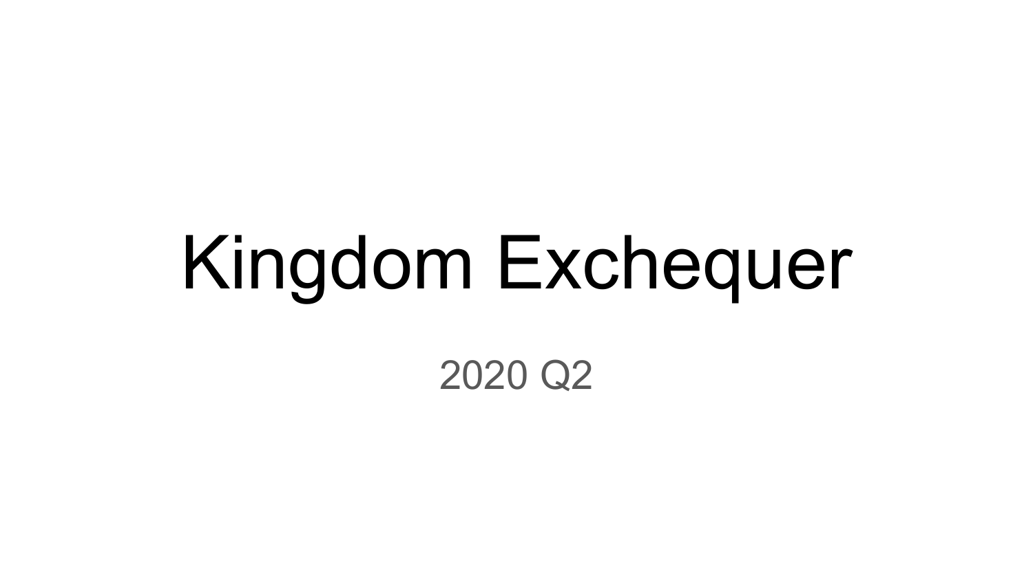# Kingdom Exchequer

2020 Q2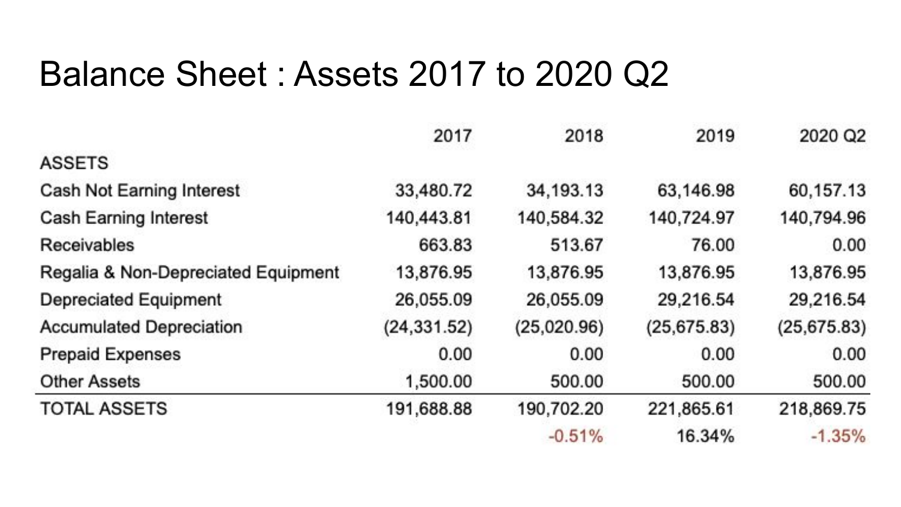# Balance Sheet : Assets 2017 to 2020 Q2

| | 2017 | 2018 | 2019 | 2020 Q2 |
|---|---|---|---|---|
| ASSETS | | | | |
| Cash Not Earning Interest | 33,480.72 | 34,193.13 | 63,146.98 | 60,157.13 |
| Cash Earning Interest | 140,443.81 | 140,584.32 | 140,724.97 | 140,794.96 |
| Receivables | 663.83 | 513.67 | 76.00 | 0.00 |
| Regalia & Non-Depreciated Equipment | 13,876.95 | 13,876.95 | 13,876.95 | 13,876.95 |
| Depreciated Equipment | 26,055.09 | 26,055.09 | 29,216.54 | 29,216.54 |
| Accumulated Depreciation | (24,331.52) | (25,020.96) | (25,675.83) | (25,675.83) |
| Prepaid Expenses | 0.00 | 0.00 | 0.00 | 0.00 |
| Other Assets | 1,500.00 | 500.00 | 500.00 | 500.00 |
| TOTAL ASSETS | 191,688.88 | 190,702.20 | 221,865.61 | 218,869.75 |
| | | -0.51% | 16.34% | -1.35% |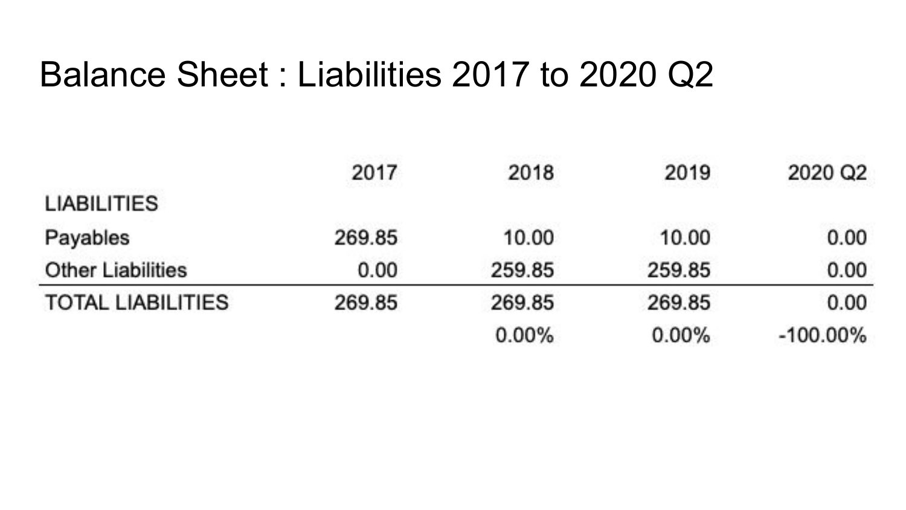# Balance Sheet : Liabilities 2017 to 2020 Q2

| | 2017 | 2018 | 2019 | 2020 Q2 |
|---|---|---|---|---|
| LIABILITIES | | | | |
| Payables | 269.85 | 10.00 | 10.00 | 0.00 |
| Other Liabilities | 0.00 | 259.85 | 259.85 | 0.00 |
| TOTAL LIABILITIES | 269.85 | 269.85 | 269.85 | 0.00 |
| | | 0.00% | 0.00% | -100.00% |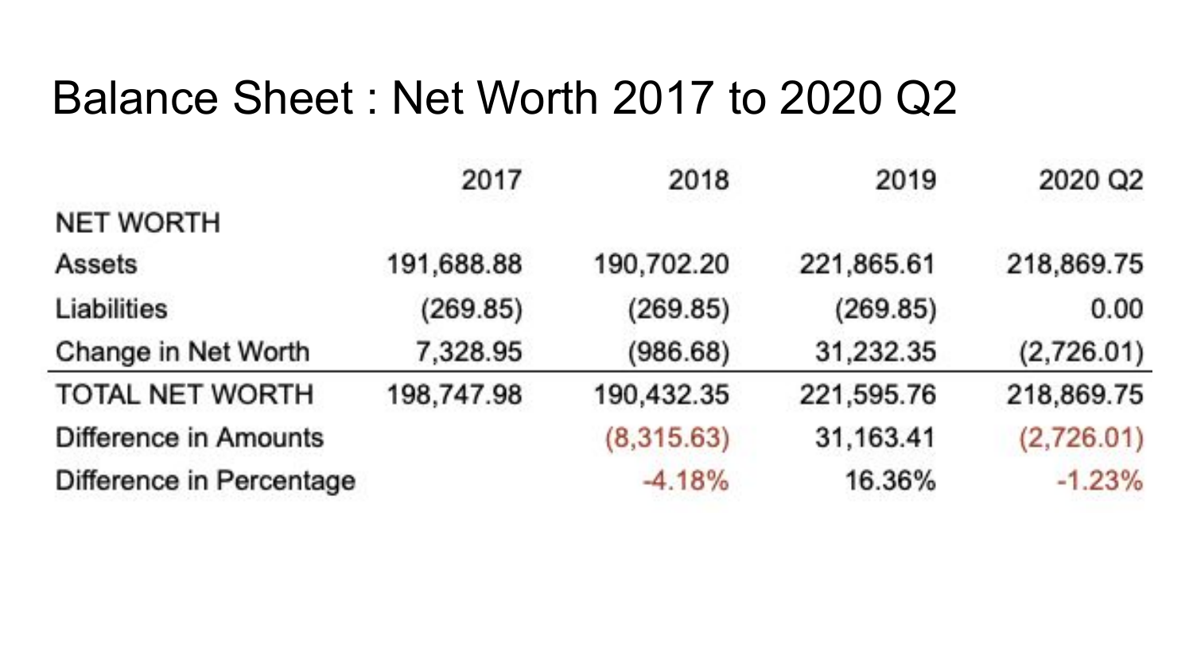# Balance Sheet : Net Worth 2017 to 2020 Q2

| | 2017 | 2018 | 2019 | 2020 Q2 |
|---|---|---|---|---|
| NET WORTH | | | | |
| Assets | 191,688.88 | 190,702.20 | 221,865.61 | 218,869.75 |
| Liabilities | (269.85) | (269.85) | (269.85) | 0.00 |
| Change in Net Worth | 7,328.95 | (986.68) | 31,232.35 | (2,726.01) |
| TOTAL NET WORTH | 198,747.98 | 190,432.35 | 221,595.76 | 218,869.75 |
| Difference in Amounts | | (8,315.63) | 31,163.41 | (2,726.01) |
| Difference in Percentage | | -4.18% | 16.36% | -1.23% |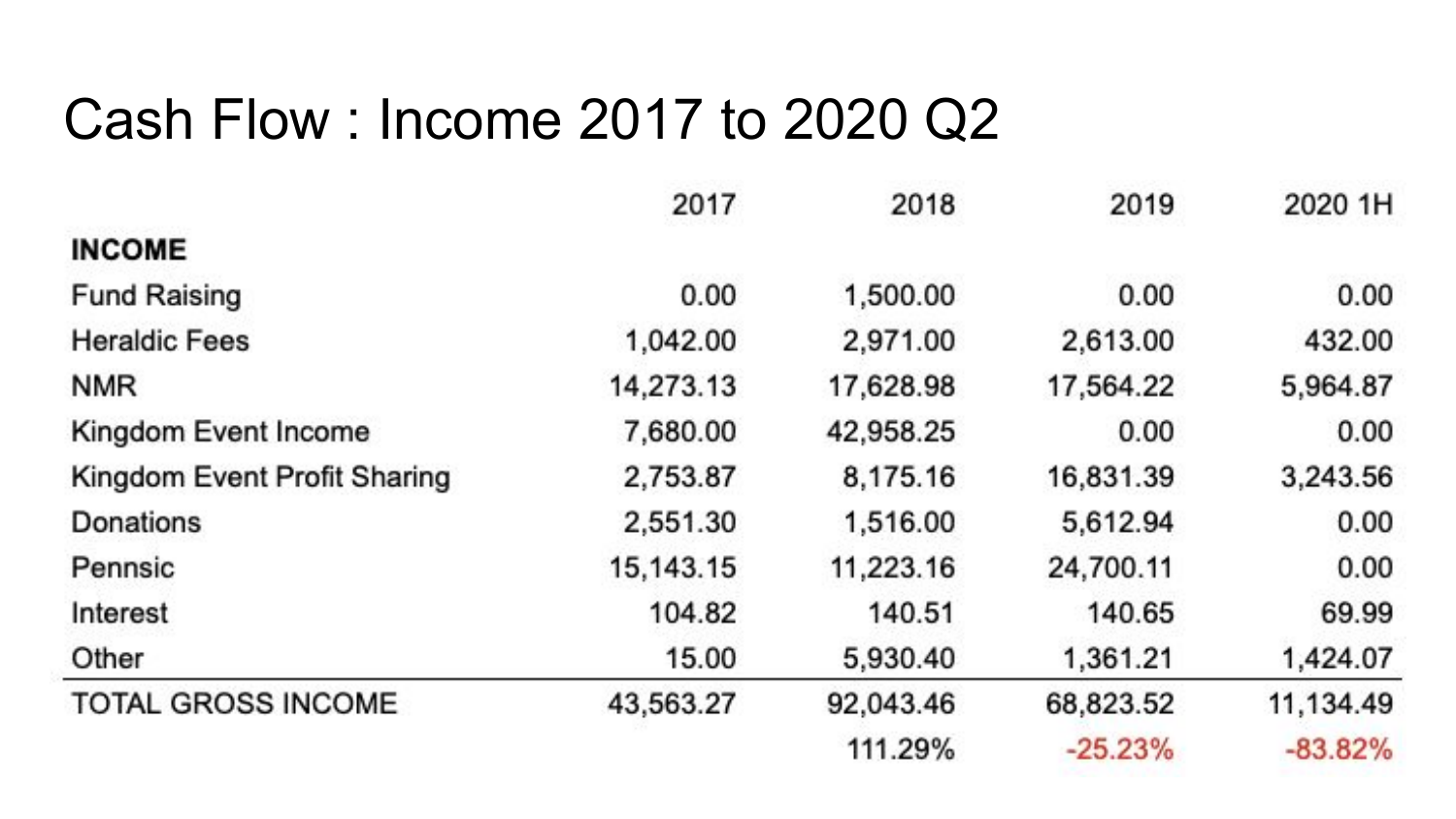# Cash Flow : Income 2017 to 2020 Q2

| | 2017 | 2018 | 2019 | 2020 1H |
|---|---|---|---|---|
| **INCOME** | | | | |
| Fund Raising | 0.00 | 1,500.00 | 0.00 | 0.00 |
| Heraldic Fees | 1,042.00 | 2,971.00 | 2,613.00 | 432.00 |
| NMR | 14,273.13 | 17,628.98 | 17,564.22 | 5,964.87 |
| Kingdom Event Income | 7,680.00 | 42,958.25 | 0.00 | 0.00 |
| Kingdom Event Profit Sharing | 2,753.87 | 8,175.16 | 16,831.39 | 3,243.56 |
| Donations | 2,551.30 | 1,516.00 | 5,612.94 | 0.00 |
| Pennsic | 15,143.15 | 11,223.16 | 24,700.11 | 0.00 |
| Interest | 104.82 | 140.51 | 140.65 | 69.99 |
| Other | 15.00 | 5,930.40 | 1,361.21 | 1,424.07 |
| TOTAL GROSS INCOME | 43,563.27 | 92,043.46 | 68,823.52 | 11,134.49 |
| | | 111.29% | -25.23% | -83.82% |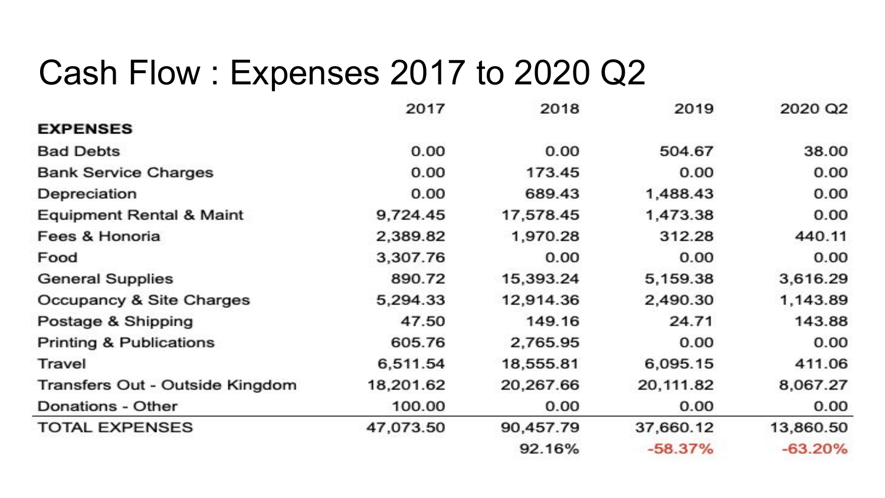# Cash Flow : Expenses 2017 to 2020 Q2

| | 2017 | 2018 | 2019 | 2020 Q2 |
|---|---|---|---|---|
| **EXPENSES** | | | | |
| Bad Debts | 0.00 | 0.00 | 504.67 | 38.00 |
| Bank Service Charges | 0.00 | 173.45 | 0.00 | 0.00 |
| Depreciation | 0.00 | 689.43 | 1,488.43 | 0.00 |
| Equipment Rental & Maint | 9,724.45 | 17,578.45 | 1,473.38 | 0.00 |
| Fees & Honoria | 2,389.82 | 1,970.28 | 312.28 | 440.11 |
| Food | 3,307.76 | 0.00 | 0.00 | 0.00 |
| General Supplies | 890.72 | 15,393.24 | 5,159.38 | 3,616.29 |
| Occupancy & Site Charges | 5,294.33 | 12,914.36 | 2,490.30 | 1,143.89 |
| Postage & Shipping | 47.50 | 149.16 | 24.71 | 143.88 |
| Printing & Publications | 605.76 | 2,765.95 | 0.00 | 0.00 |
| Travel | 6,511.54 | 18,555.81 | 6,095.15 | 411.06 |
| Transfers Out - Outside Kingdom | 18,201.62 | 20,267.66 | 20,111.82 | 8,067.27 |
| Donations - Other | 100.00 | 0.00 | 0.00 | 0.00 |
| TOTAL EXPENSES | 47,073.50 | 90,457.79 | 37,660.12 | 13,860.50 |
| | | 92.16% | -58.37% | -63.20% |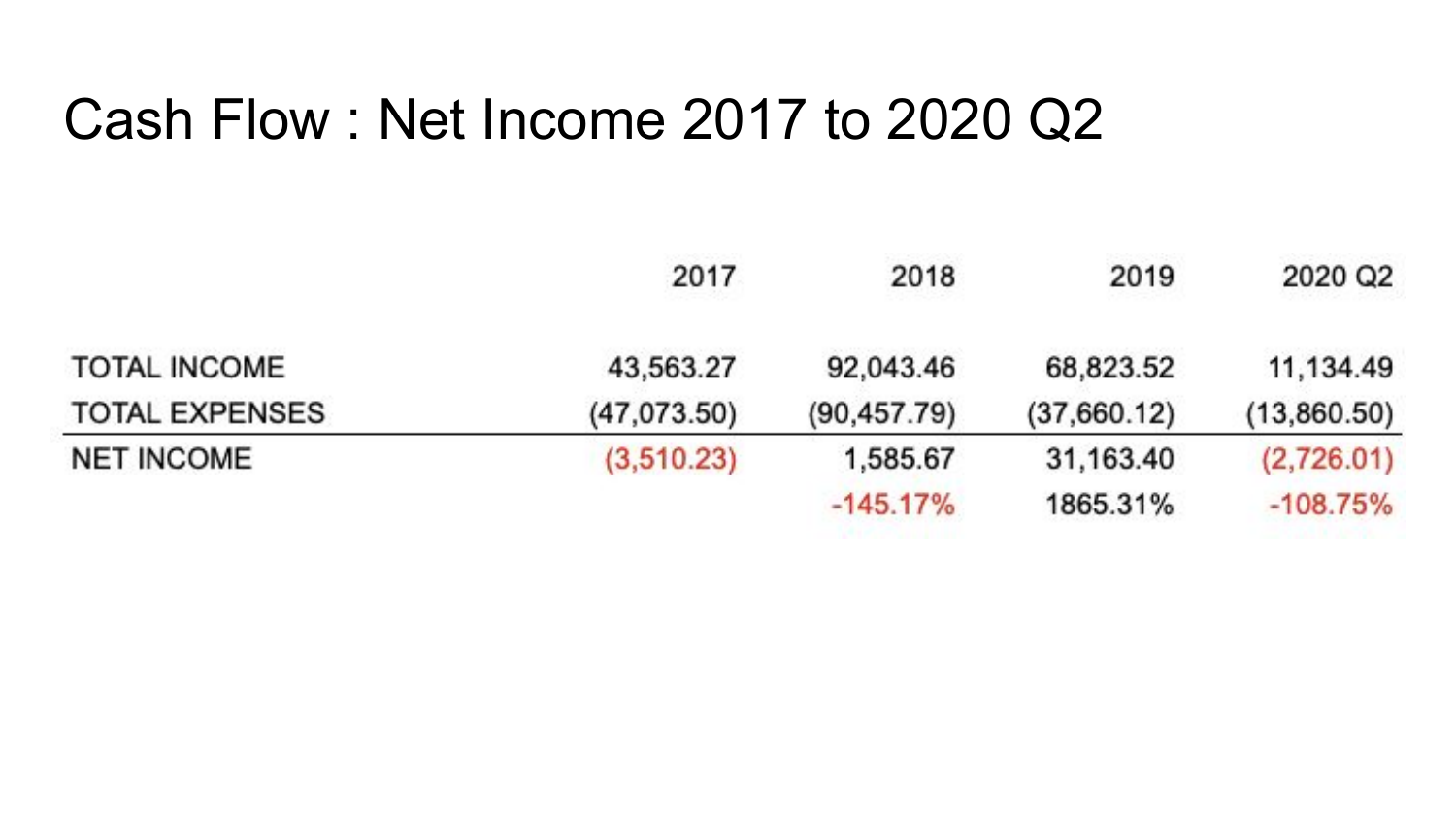# Cash Flow : Net Income 2017 to 2020 Q2

| | 2017 | 2018 | 2019 | 2020 Q2 |
|---|---|---|---|---|
| TOTAL INCOME | 43,563.27 | 92,043.46 | 68,823.52 | 11,134.49 |
| TOTAL EXPENSES | (47,073.50) | (90,457.79) | (37,660.12) | (13,860.50) |
| NET INCOME | (3,510.23) | 1,585.67 | 31,163.40 | (2,726.01) |
| | | -145.17% | 1865.31% | -108.75% |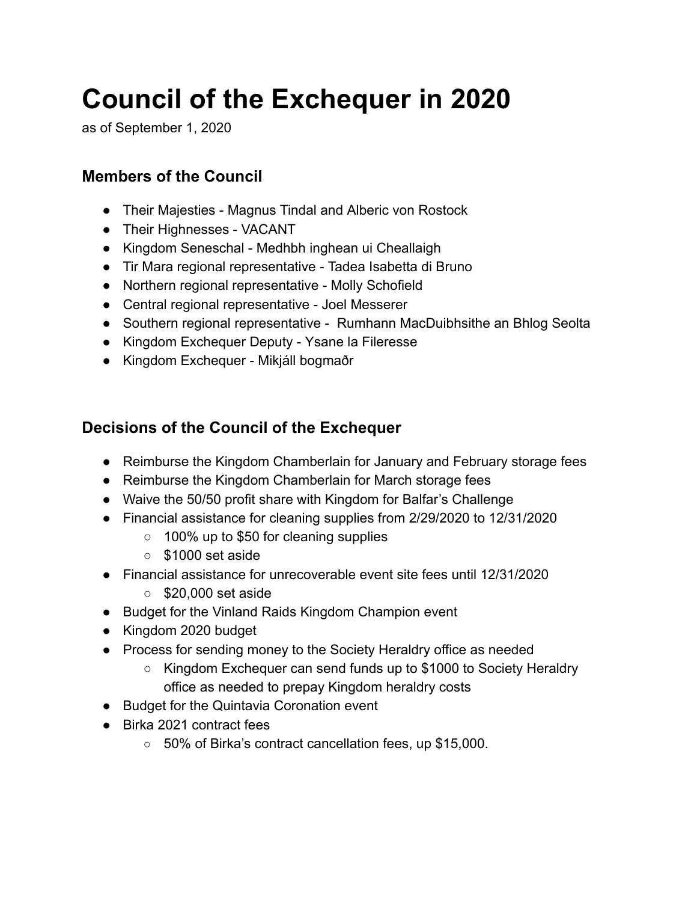# Council of the Exchequer in 2020

as of September 1, 2020

## Members of the Council

- Their Majesties - Magnus Tindal and Alberic von Rostock
- Their Highnesses - VACANT
- Kingdom Seneschal - Medhbh inghean ui Cheallaigh
- Tir Mara regional representative - Tadea Isabetta di Bruno
- Northern regional representative - Molly Schofield
- Central regional representative - Joel Messerer
- Southern regional representative - Rumhann MacDuibhsithe an Bhlog Seolta
- Kingdom Exchequer Deputy - Ysane la Fileresse
- Kingdom Exchequer - Mikjáll bogmaðr

## Decisions of the Council of the Exchequer

- Reimburse the Kingdom Chamberlain for January and February storage fees
- Reimburse the Kingdom Chamberlain for March storage fees
- Waive the 50/50 profit share with Kingdom for Balfar's Challenge
- Financial assistance for cleaning supplies from 2/29/2020 to 12/31/2020
  - 100% up to $50 for cleaning supplies
  - $1000 set aside
- Financial assistance for unrecoverable event site fees until 12/31/2020
  - $20,000 set aside
- Budget for the Vinland Raids Kingdom Champion event
- Kingdom 2020 budget
- Process for sending money to the Society Heraldry office as needed
  - Kingdom Exchequer can send funds up to $1000 to Society Heraldry office as needed to prepay Kingdom heraldry costs
- Budget for the Quintavia Coronation event
- Birka 2021 contract fees
  - 50% of Birka's contract cancellation fees, up $15,000.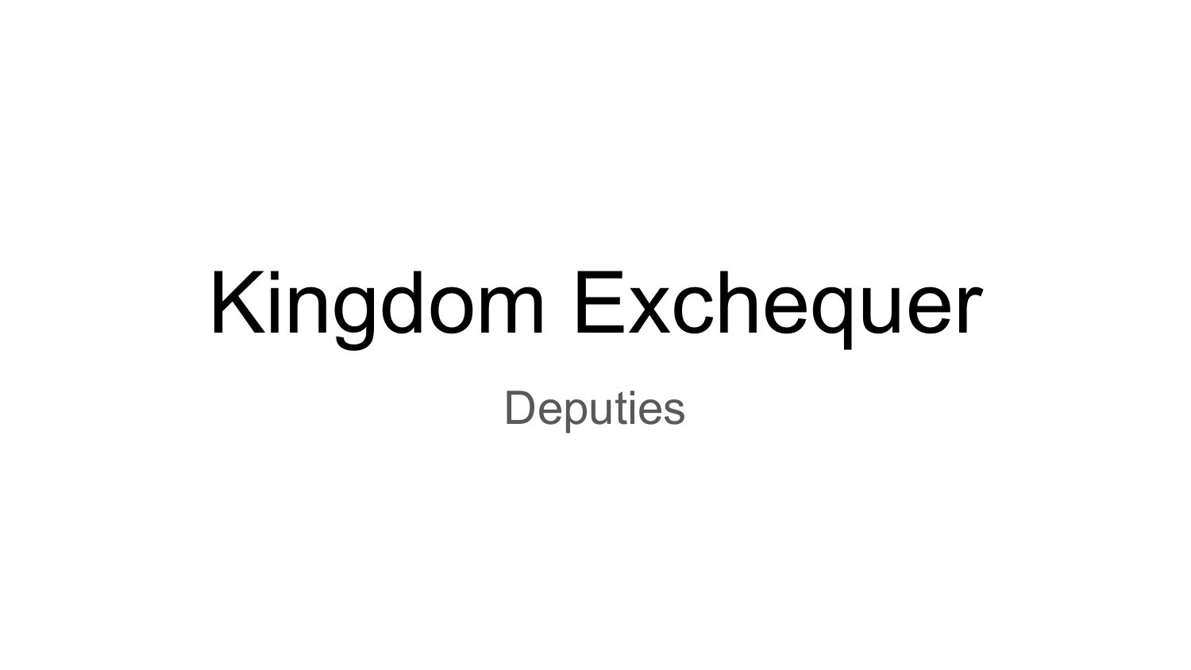# Kingdom Exchequer

Deputies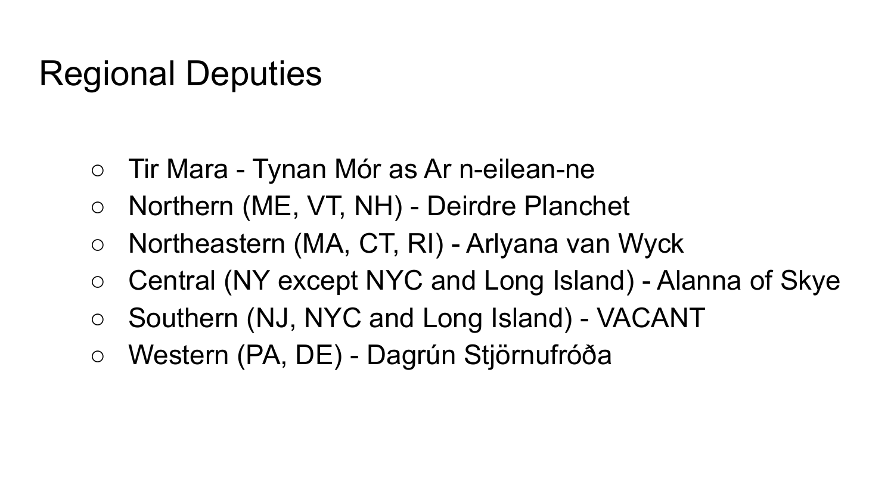# Regional Deputies

- Tir Mara - Tynan Mór as Ar n-eilean-ne
- Northern (ME, VT, NH) - Deirdre Planchet
- Northeastern (MA, CT, RI) - Arlyana van Wyck
- Central (NY except NYC and Long Island) - Alanna of Skye
- Southern (NJ, NYC and Long Island) - VACANT
- Western (PA, DE) - Dagrún Stjörnufróða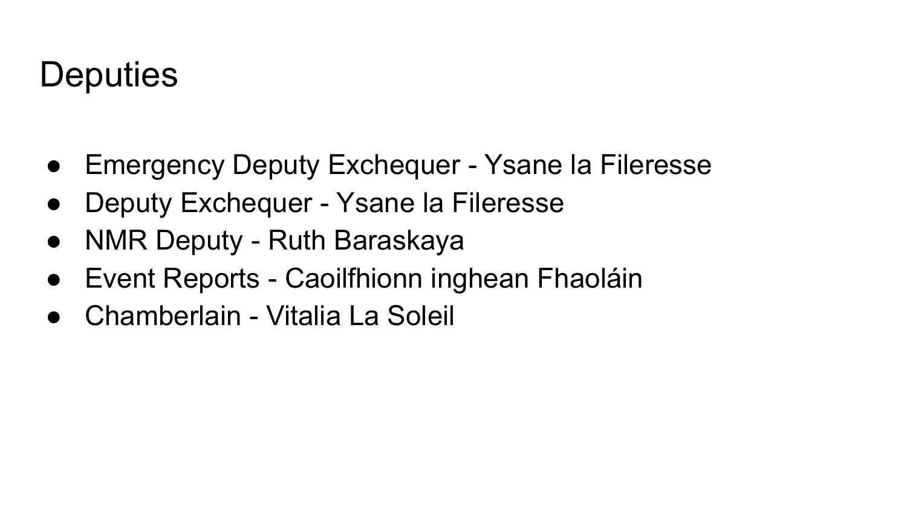# Deputies

- Emergency Deputy Exchequer - Ysane la Fileresse
- Deputy Exchequer - Ysane la Fileresse
- NMR Deputy - Ruth Baraskaya
- Event Reports - Caoilfhionn inghean Fhaoláin
- Chamberlain - Vitalia La Soleil